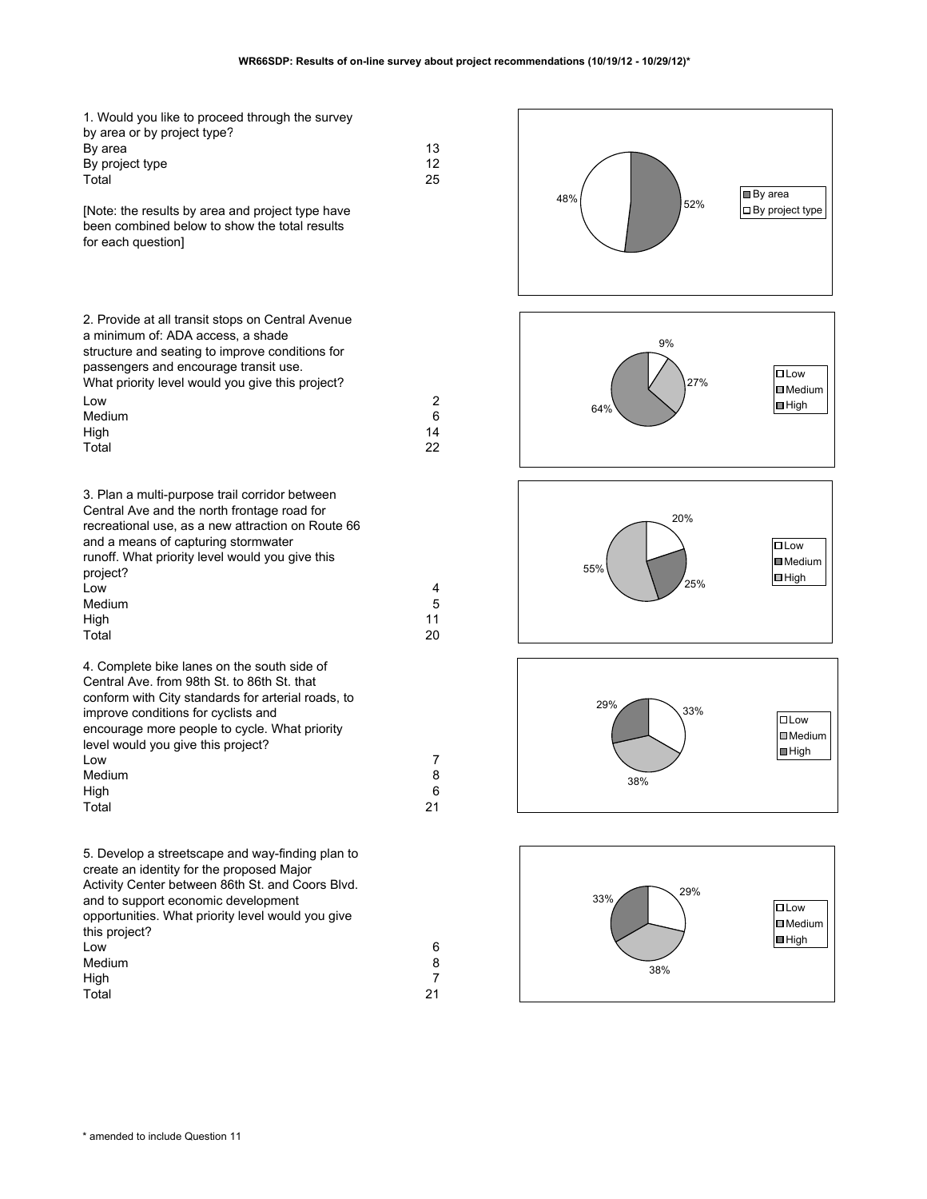**WR66SDP: Results of on-line survey about project recommendations (10/19/12 - 10/29/12)***

1. Would you like to proceed through the survey by area or by project type?

| | |
|---|---|
| By area | 13 |
| By project type | 12 |
| Total | 25 |

[Note: the results by area and project type have been combined below to show the total results for each question]

2. Provide at all transit stops on Central Avenue a minimum of: ADA access, a shade structure and seating to improve conditions for passengers and encourage transit use. What priority level would you give this project?

| | |
|---|---|
| Low | 2 |
| Medium | 6 |
| High | 14 |
| Total | 22 |

3. Plan a multi-purpose trail corridor between Central Ave and the north frontage road for recreational use, as a new attraction on Route 66 and a means of capturing stormwater runoff. What priority level would you give this project?

| | |
|---|---|
| Low | 4 |
| Medium | 5 |
| High | 11 |
| Total | 20 |

4. Complete bike lanes on the south side of Central Ave. from 98th St. to 86th St. that conform with City standards for arterial roads, to improve conditions for cyclists and encourage more people to cycle. What priority level would you give this project?

| | |
|---|---|
| Low | 7 |
| Medium | 8 |
| High | 6 |
| Total | 21 |

5. Develop a streetscape and way-finding plan to create an identity for the proposed Major Activity Center between 86th St. and Coors Blvd. and to support economic development opportunities. What priority level would you give this project?

| | |
|---|---|
| Low | 6 |
| Medium | 8 |
| High | 7 |
| Total | 21 |

\* amended to include Question 11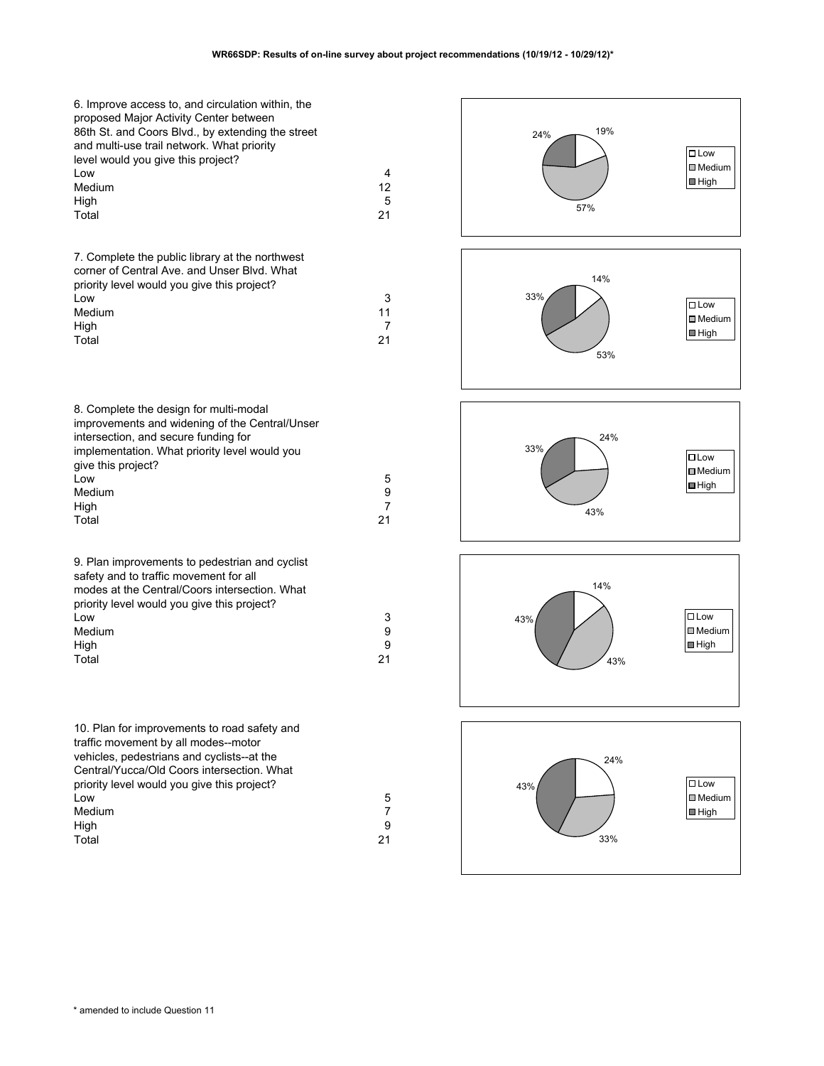**WR66SDP: Results of on-line survey about project recommendations (10/19/12 - 10/29/12)***

6. Improve access to, and circulation within, the proposed Major Activity Center between 86th St. and Coors Blvd., by extending the street and multi-use trail network. What priority level would you give this project?

| | |
|---|---|
| Low | 4 |
| Medium | 12 |
| High | 5 |
| Total | 21 |

Low 19%, Medium 57%, High 24%

7. Complete the public library at the northwest corner of Central Ave. and Unser Blvd. What priority level would you give this project?

| | |
|---|---|
| Low | 3 |
| Medium | 11 |
| High | 7 |
| Total | 21 |

Low 14%, Medium 53%, High 33%

8. Complete the design for multi-modal improvements and widening of the Central/Unser intersection, and secure funding for implementation. What priority level would you give this project?

| | |
|---|---|
| Low | 5 |
| Medium | 9 |
| High | 7 |
| Total | 21 |

Low 24%, Medium 43%, High 33%

9. Plan improvements to pedestrian and cyclist safety and to traffic movement for all modes at the Central/Coors intersection. What priority level would you give this project?

| | |
|---|---|
| Low | 3 |
| Medium | 9 |
| High | 9 |
| Total | 21 |

Low 14%, Medium 43%, High 43%

10. Plan for improvements to road safety and traffic movement by all modes--motor vehicles, pedestrians and cyclists--at the Central/Yucca/Old Coors intersection. What priority level would you give this project?

| | |
|---|---|
| Low | 5 |
| Medium | 7 |
| High | 9 |
| Total | 21 |

Low 24%, Medium 33%, High 43%

\* amended to include Question 11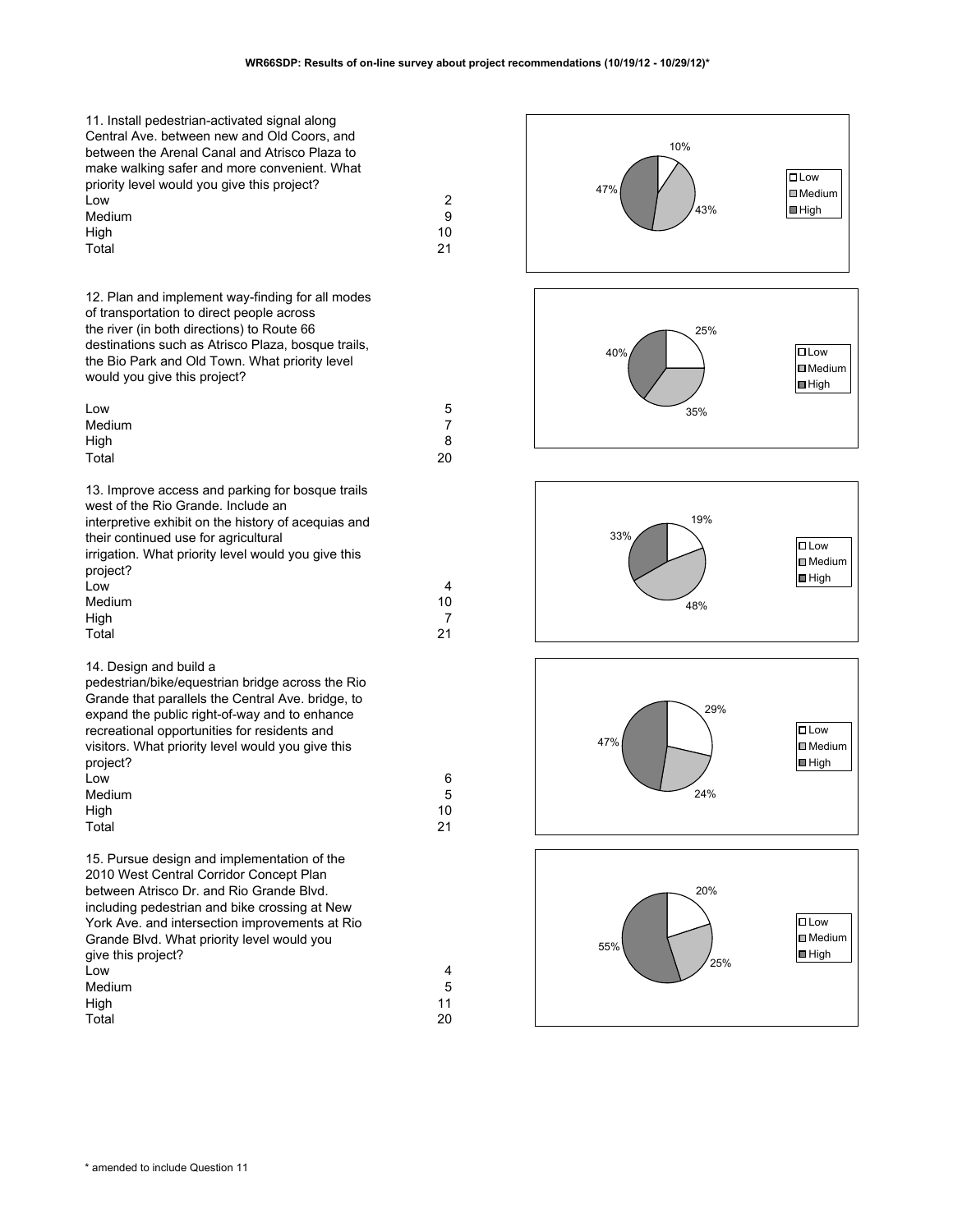**WR66SDP: Results of on-line survey about project recommendations (10/19/12 - 10/29/12)***

11. Install pedestrian-activated signal along Central Ave. between new and Old Coors, and between the Arenal Canal and Atrisco Plaza to make walking safer and more convenient. What priority level would you give this project?

| | |
|---|---|
| Low | 2 |
| Medium | 9 |
| High | 10 |
| Total | 21 |

10%
43%
47%

12. Plan and implement way-finding for all modes of transportation to direct people across the river (in both directions) to Route 66 destinations such as Atrisco Plaza, bosque trails, the Bio Park and Old Town. What priority level would you give this project?

| | |
|---|---|
| Low | 5 |
| Medium | 7 |
| High | 8 |
| Total | 20 |

25%
35%
40%

13. Improve access and parking for bosque trails west of the Rio Grande. Include an interpretive exhibit on the history of acequias and their continued use for agricultural irrigation. What priority level would you give this project?

| | |
|---|---|
| Low | 4 |
| Medium | 10 |
| High | 7 |
| Total | 21 |

19%
48%
33%

14. Design and build a pedestrian/bike/equestrian bridge across the Rio Grande that parallels the Central Ave. bridge, to expand the public right-of-way and to enhance recreational opportunities for residents and visitors. What priority level would you give this project?

| | |
|---|---|
| Low | 6 |
| Medium | 5 |
| High | 10 |
| Total | 21 |

29%
24%
47%

15. Pursue design and implementation of the 2010 West Central Corridor Concept Plan between Atrisco Dr. and Rio Grande Blvd. including pedestrian and bike crossing at New York Ave. and intersection improvements at Rio Grande Blvd. What priority level would you give this project?

| | |
|---|---|
| Low | 4 |
| Medium | 5 |
| High | 11 |
| Total | 20 |

20%
25%
55%

\* amended to include Question 11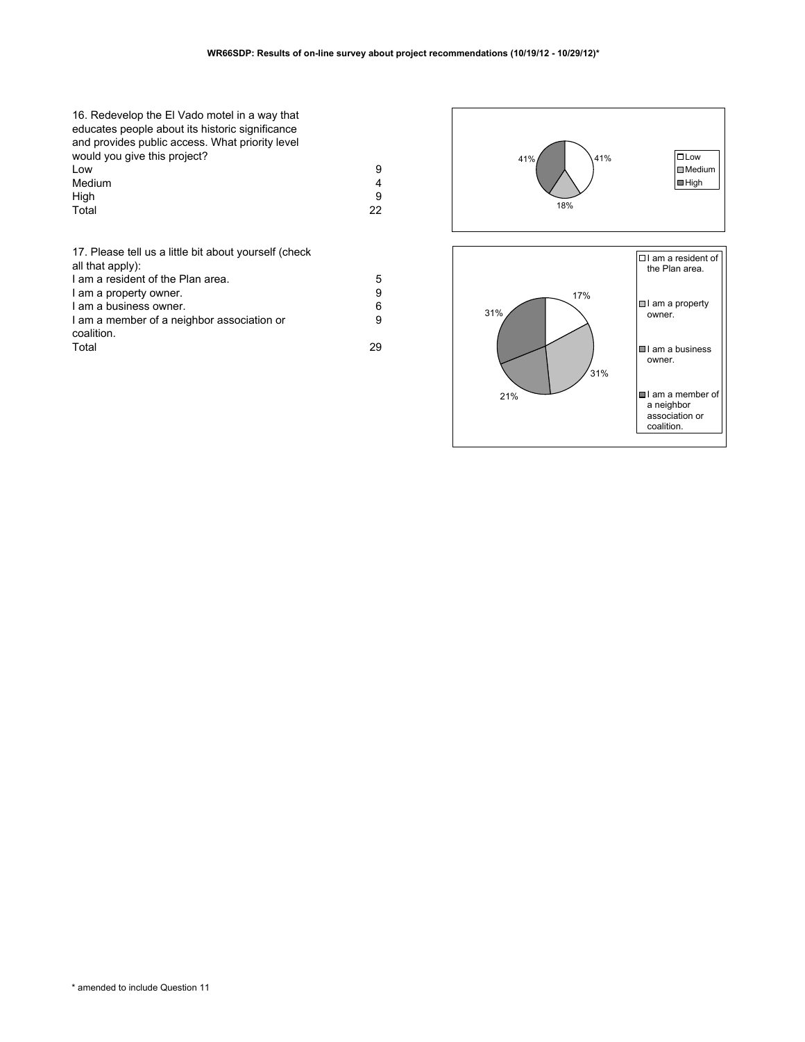WR66SDP: Results of on-line survey about project recommendations (10/19/12 - 10/29/12)*

16. Redevelop the El Vado motel in a way that educates people about its historic significance and provides public access. What priority level would you give this project?

| | |
|---|---|
| Low | 9 |
| Medium | 4 |
| High | 9 |
| Total | 22 |

41%
41%
18%
Low
Medium
High

17. Please tell us a little bit about yourself (check all that apply):

| | |
|---|---|
| I am a resident of the Plan area. | 5 |
| I am a property owner. | 9 |
| I am a business owner. | 6 |
| I am a member of a neighbor association or coalition. | 9 |
| Total | 29 |

17%
31%
31%
21%
I am a resident of the Plan area.
I am a property owner.
I am a business owner.
I am a member of a neighbor association or coalition.

\* amended to include Question 11